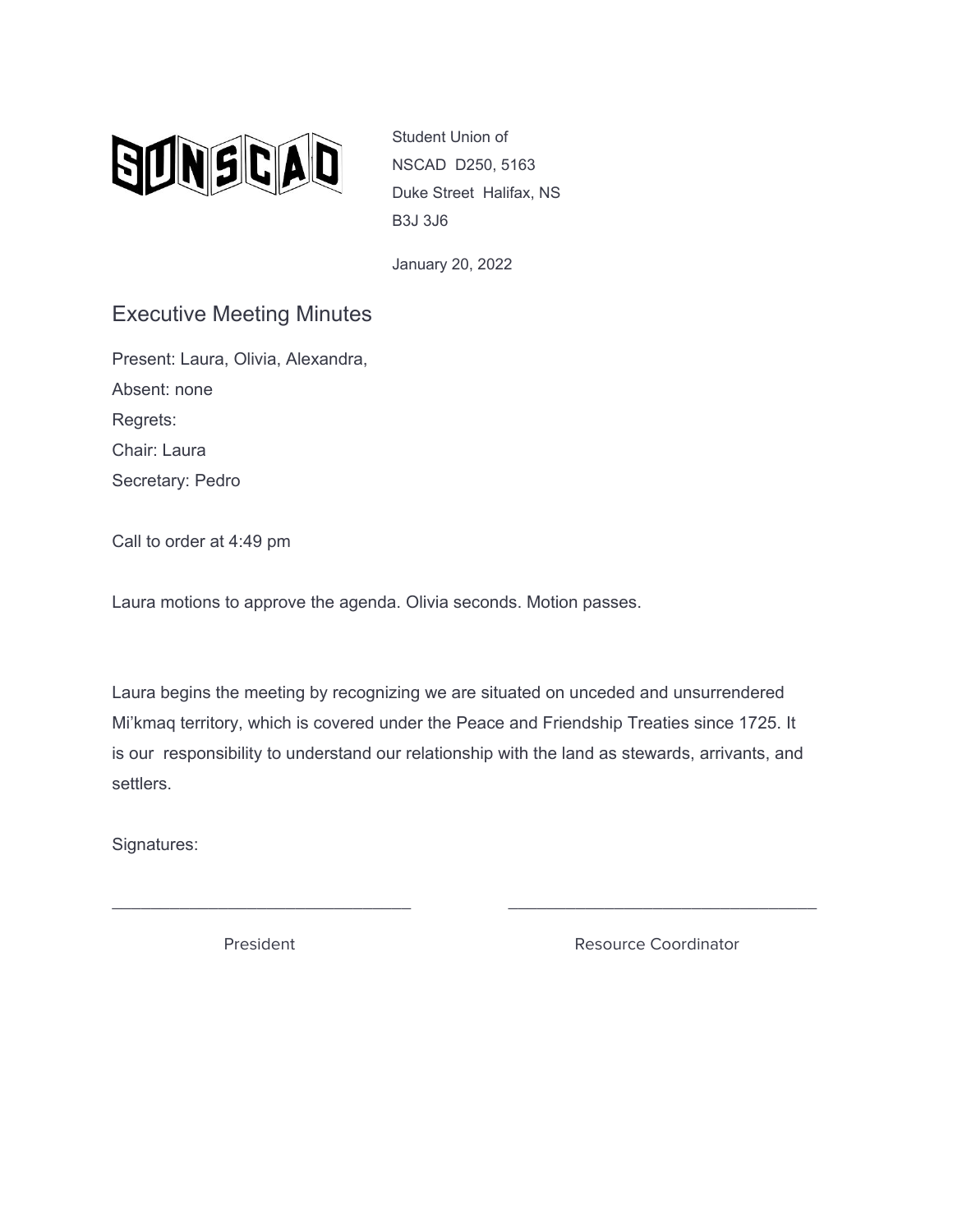**SUNSCAD**

Student Union of
NSCAD D250, 5163
Duke Street Halifax, NS
B3J 3J6

January 20, 2022

# Executive Meeting Minutes

Present: Laura, Olivia, Alexandra,
Absent: none
Regrets:
Chair: Laura
Secretary: Pedro

Call to order at 4:49 pm

Laura motions to approve the agenda. Olivia seconds. Motion passes.

Laura begins the meeting by recognizing we are situated on unceded and unsurrendered Mi'kmaq territory, which is covered under the Peace and Friendship Treaties since 1725. It is our responsibility to understand our relationship with the land as stewards, arrivants, and settlers.

Signatures:

_______________________________ _______________________________

President Resource Coordinator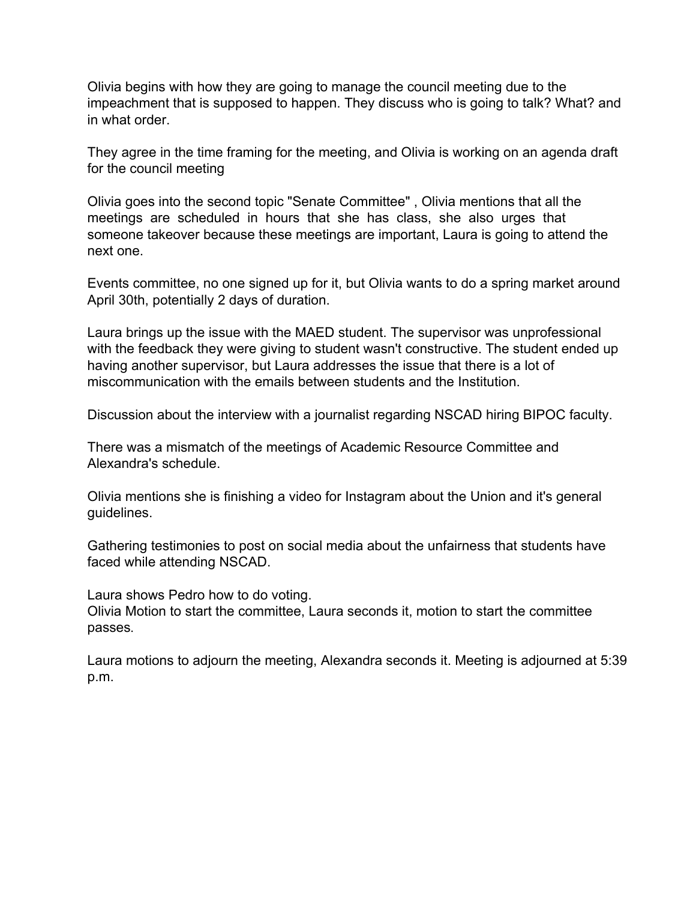Olivia begins with how they are going to manage the council meeting due to the impeachment that is supposed to happen. They discuss who is going to talk? What? and in what order.

They agree in the time framing for the meeting, and Olivia is working on an agenda draft for the council meeting

Olivia goes into the second topic "Senate Committee" , Olivia mentions that all the meetings are scheduled in hours that she has class, she also urges that someone takeover because these meetings are important, Laura is going to attend the next one.

Events committee, no one signed up for it, but Olivia wants to do a spring market around April 30th, potentially 2 days of duration.

Laura brings up the issue with the MAED student. The supervisor was unprofessional with the feedback they were giving to student wasn't constructive. The student ended up having another supervisor, but Laura addresses the issue that there is a lot of miscommunication with the emails between students and the Institution.

Discussion about the interview with a journalist regarding NSCAD hiring BIPOC faculty.

There was a mismatch of the meetings of Academic Resource Committee and Alexandra's schedule.

Olivia mentions she is finishing a video for Instagram about the Union and it's general guidelines.

Gathering testimonies to post on social media about the unfairness that students have faced while attending NSCAD.

Laura shows Pedro how to do voting.
Olivia Motion to start the committee, Laura seconds it, motion to start the committee passes.

Laura motions to adjourn the meeting, Alexandra seconds it. Meeting is adjourned at 5:39 p.m.